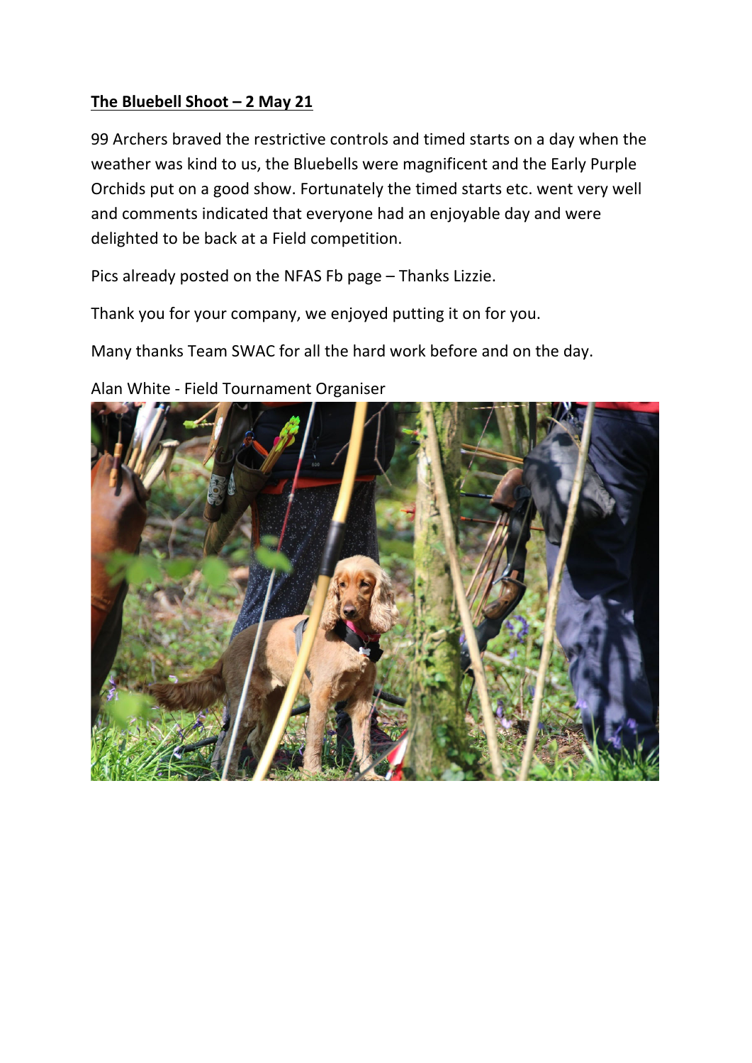**The Bluebell Shoot – 2 May 21**

99 Archers braved the restrictive controls and timed starts on a day when the weather was kind to us, the Bluebells were magnificent and the Early Purple Orchids put on a good show. Fortunately the timed starts etc. went very well and comments indicated that everyone had an enjoyable day and were delighted to be back at a Field competition.

Pics already posted on the NFAS Fb page – Thanks Lizzie.

Thank you for your company, we enjoyed putting it on for you.

Many thanks Team SWAC for all the hard work before and on the day.

Alan White - Field Tournament Organiser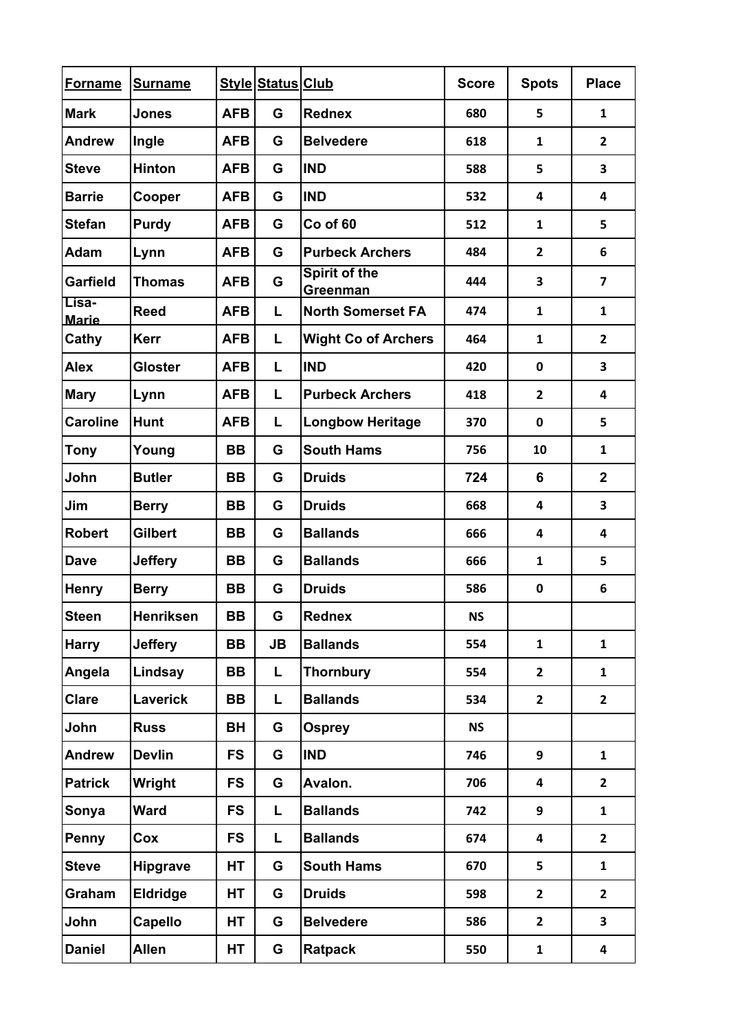| Forname | Surname | Style | Status | Club | Score | Spots | Place |
|---|---|---|---|---|---|---|---|
| Mark | Jones | AFB | G | Rednex | 680 | 5 | 1 |
| Andrew | Ingle | AFB | G | Belvedere | 618 | 1 | 2 |
| Steve | Hinton | AFB | G | IND | 588 | 5 | 3 |
| Barrie | Cooper | AFB | G | IND | 532 | 4 | 4 |
| Stefan | Purdy | AFB | G | Co of 60 | 512 | 1 | 5 |
| Adam | Lynn | AFB | G | Purbeck Archers | 484 | 2 | 6 |
| Garfield | Thomas | AFB | G | Spirit of the Greenman | 444 | 3 | 7 |
| Lisa-Marie | Reed | AFB | L | North Somerset FA | 474 | 1 | 1 |
| Cathy | Kerr | AFB | L | Wight Co of Archers | 464 | 1 | 2 |
| Alex | Gloster | AFB | L | IND | 420 | 0 | 3 |
| Mary | Lynn | AFB | L | Purbeck Archers | 418 | 2 | 4 |
| Caroline | Hunt | AFB | L | Longbow Heritage | 370 | 0 | 5 |
| Tony | Young | BB | G | South Hams | 756 | 10 | 1 |
| John | Butler | BB | G | Druids | 724 | 6 | 2 |
| Jim | Berry | BB | G | Druids | 668 | 4 | 3 |
| Robert | Gilbert | BB | G | Ballands | 666 | 4 | 4 |
| Dave | Jeffery | BB | G | Ballands | 666 | 1 | 5 |
| Henry | Berry | BB | G | Druids | 586 | 0 | 6 |
| Steen | Henriksen | BB | G | Rednex | NS | | |
| Harry | Jeffery | BB | JB | Ballands | 554 | 1 | 1 |
| Angela | Lindsay | BB | L | Thornbury | 554 | 2 | 1 |
| Clare | Laverick | BB | L | Ballands | 534 | 2 | 2 |
| John | Russ | BH | G | Osprey | NS | | |
| Andrew | Devlin | FS | G | IND | 746 | 9 | 1 |
| Patrick | Wright | FS | G | Avalon. | 706 | 4 | 2 |
| Sonya | Ward | FS | L | Ballands | 742 | 9 | 1 |
| Penny | Cox | FS | L | Ballands | 674 | 4 | 2 |
| Steve | Hipgrave | HT | G | South Hams | 670 | 5 | 1 |
| Graham | Eldridge | HT | G | Druids | 598 | 2 | 2 |
| John | Capello | HT | G | Belvedere | 586 | 2 | 3 |
| Daniel | Allen | HT | G | Ratpack | 550 | 1 | 4 |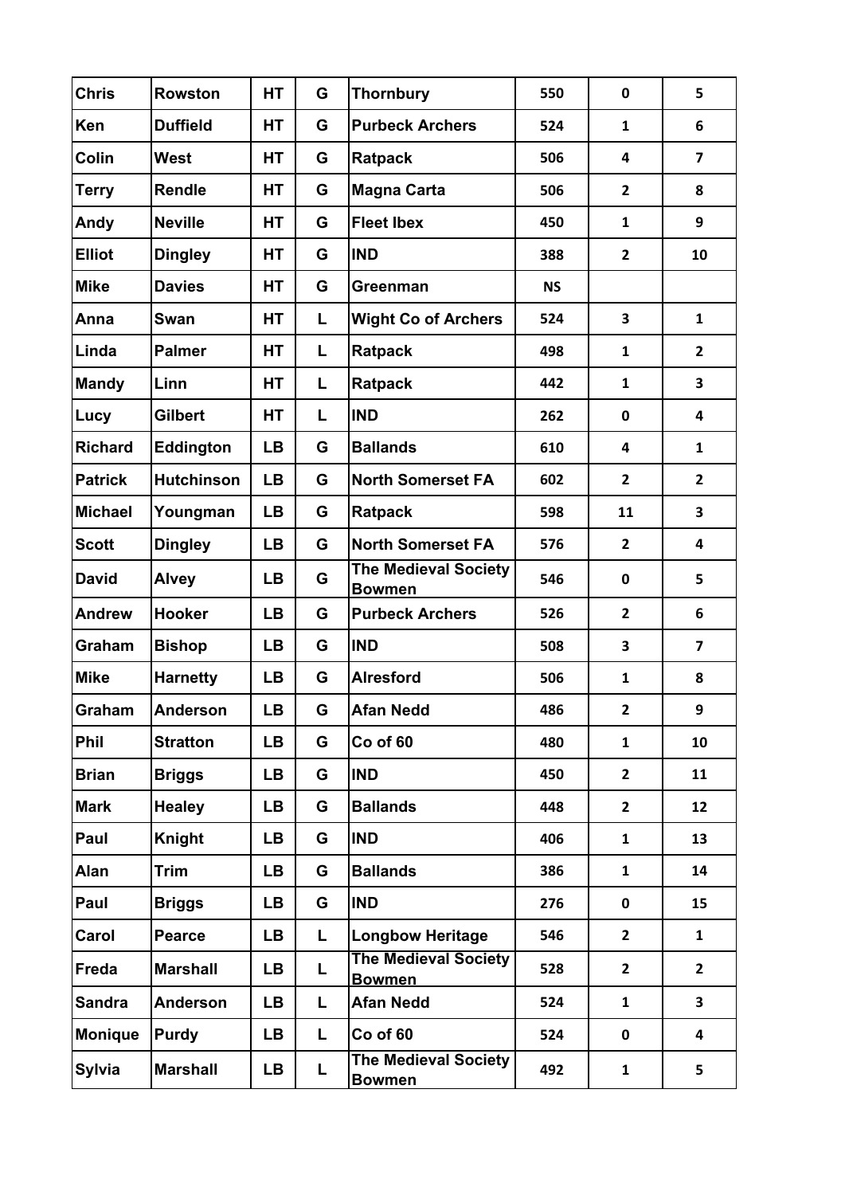| Chris | Rowston | HT | G | Thornbury | 550 | 0 | 5 |
|---|---|---|---|---|---|---|---|
| Ken | Duffield | HT | G | Purbeck Archers | 524 | 1 | 6 |
| Colin | West | HT | G | Ratpack | 506 | 4 | 7 |
| Terry | Rendle | HT | G | Magna Carta | 506 | 2 | 8 |
| Andy | Neville | HT | G | Fleet Ibex | 450 | 1 | 9 |
| Elliot | Dingley | HT | G | IND | 388 | 2 | 10 |
| Mike | Davies | HT | G | Greenman | NS | | |
| Anna | Swan | HT | L | Wight Co of Archers | 524 | 3 | 1 |
| Linda | Palmer | HT | L | Ratpack | 498 | 1 | 2 |
| Mandy | Linn | HT | L | Ratpack | 442 | 1 | 3 |
| Lucy | Gilbert | HT | L | IND | 262 | 0 | 4 |
| Richard | Eddington | LB | G | Ballands | 610 | 4 | 1 |
| Patrick | Hutchinson | LB | G | North Somerset FA | 602 | 2 | 2 |
| Michael | Youngman | LB | G | Ratpack | 598 | 11 | 3 |
| Scott | Dingley | LB | G | North Somerset FA | 576 | 2 | 4 |
| David | Alvey | LB | G | The Medieval Society Bowmen | 546 | 0 | 5 |
| Andrew | Hooker | LB | G | Purbeck Archers | 526 | 2 | 6 |
| Graham | Bishop | LB | G | IND | 508 | 3 | 7 |
| Mike | Harnetty | LB | G | Alresford | 506 | 1 | 8 |
| Graham | Anderson | LB | G | Afan Nedd | 486 | 2 | 9 |
| Phil | Stratton | LB | G | Co of 60 | 480 | 1 | 10 |
| Brian | Briggs | LB | G | IND | 450 | 2 | 11 |
| Mark | Healey | LB | G | Ballands | 448 | 2 | 12 |
| Paul | Knight | LB | G | IND | 406 | 1 | 13 |
| Alan | Trim | LB | G | Ballands | 386 | 1 | 14 |
| Paul | Briggs | LB | G | IND | 276 | 0 | 15 |
| Carol | Pearce | LB | L | Longbow Heritage | 546 | 2 | 1 |
| Freda | Marshall | LB | L | The Medieval Society Bowmen | 528 | 2 | 2 |
| Sandra | Anderson | LB | L | Afan Nedd | 524 | 1 | 3 |
| Monique | Purdy | LB | L | Co of 60 | 524 | 0 | 4 |
| Sylvia | Marshall | LB | L | The Medieval Society Bowmen | 492 | 1 | 5 |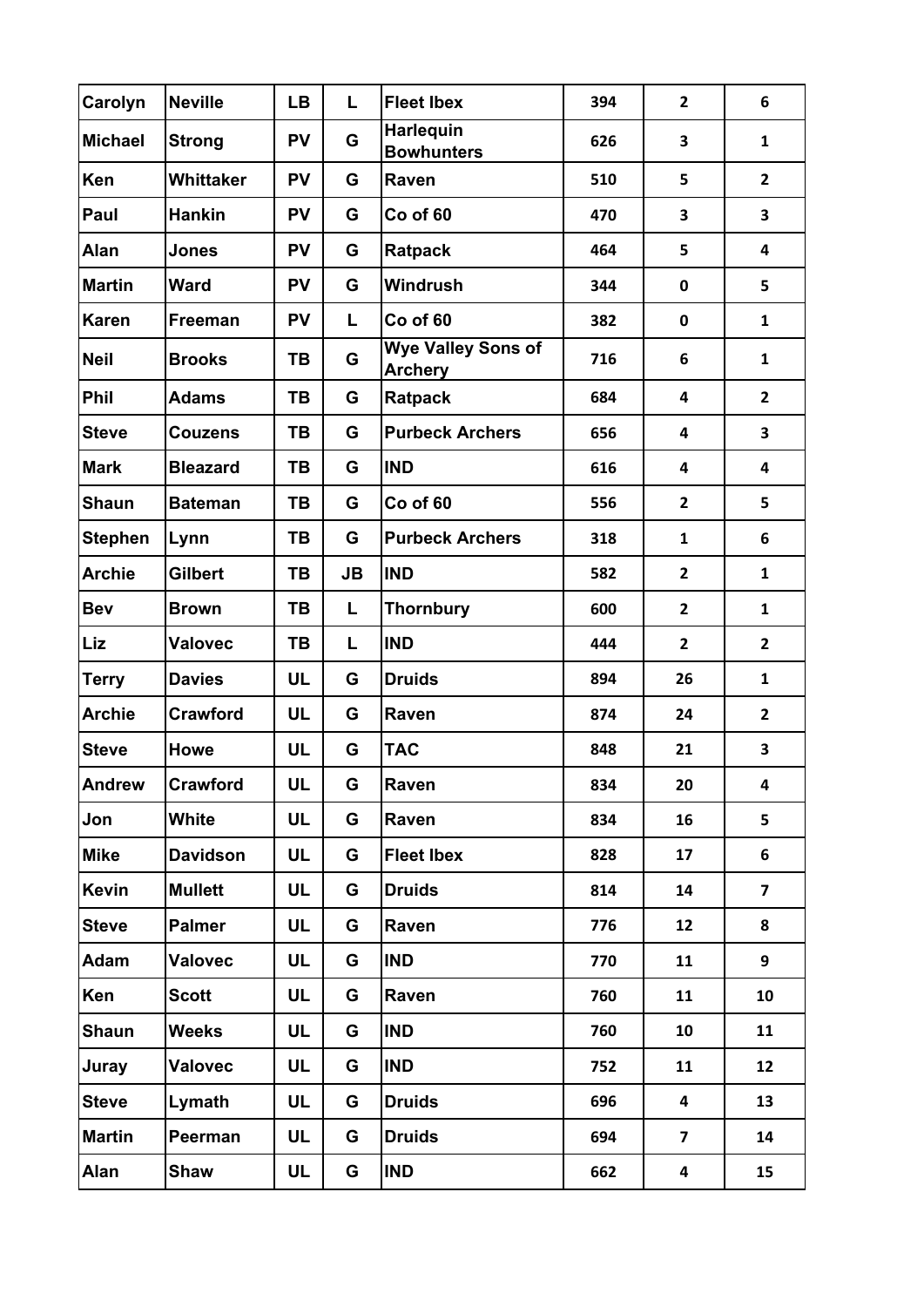| Carolyn | Neville | LB | L | Fleet Ibex | 394 | 2 | 6 |
|---|---|---|---|---|---|---|---|
| Michael | Strong | PV | G | Harlequin Bowhunters | 626 | 3 | 1 |
| Ken | Whittaker | PV | G | Raven | 510 | 5 | 2 |
| Paul | Hankin | PV | G | Co of 60 | 470 | 3 | 3 |
| Alan | Jones | PV | G | Ratpack | 464 | 5 | 4 |
| Martin | Ward | PV | G | Windrush | 344 | 0 | 5 |
| Karen | Freeman | PV | L | Co of 60 | 382 | 0 | 1 |
| Neil | Brooks | TB | G | Wye Valley Sons of Archery | 716 | 6 | 1 |
| Phil | Adams | TB | G | Ratpack | 684 | 4 | 2 |
| Steve | Couzens | TB | G | Purbeck Archers | 656 | 4 | 3 |
| Mark | Bleazard | TB | G | IND | 616 | 4 | 4 |
| Shaun | Bateman | TB | G | Co of 60 | 556 | 2 | 5 |
| Stephen | Lynn | TB | G | Purbeck Archers | 318 | 1 | 6 |
| Archie | Gilbert | TB | JB | IND | 582 | 2 | 1 |
| Bev | Brown | TB | L | Thornbury | 600 | 2 | 1 |
| Liz | Valovec | TB | L | IND | 444 | 2 | 2 |
| Terry | Davies | UL | G | Druids | 894 | 26 | 1 |
| Archie | Crawford | UL | G | Raven | 874 | 24 | 2 |
| Steve | Howe | UL | G | TAC | 848 | 21 | 3 |
| Andrew | Crawford | UL | G | Raven | 834 | 20 | 4 |
| Jon | White | UL | G | Raven | 834 | 16 | 5 |
| Mike | Davidson | UL | G | Fleet Ibex | 828 | 17 | 6 |
| Kevin | Mullett | UL | G | Druids | 814 | 14 | 7 |
| Steve | Palmer | UL | G | Raven | 776 | 12 | 8 |
| Adam | Valovec | UL | G | IND | 770 | 11 | 9 |
| Ken | Scott | UL | G | Raven | 760 | 11 | 10 |
| Shaun | Weeks | UL | G | IND | 760 | 10 | 11 |
| Juray | Valovec | UL | G | IND | 752 | 11 | 12 |
| Steve | Lymath | UL | G | Druids | 696 | 4 | 13 |
| Martin | Peerman | UL | G | Druids | 694 | 7 | 14 |
| Alan | Shaw | UL | G | IND | 662 | 4 | 15 |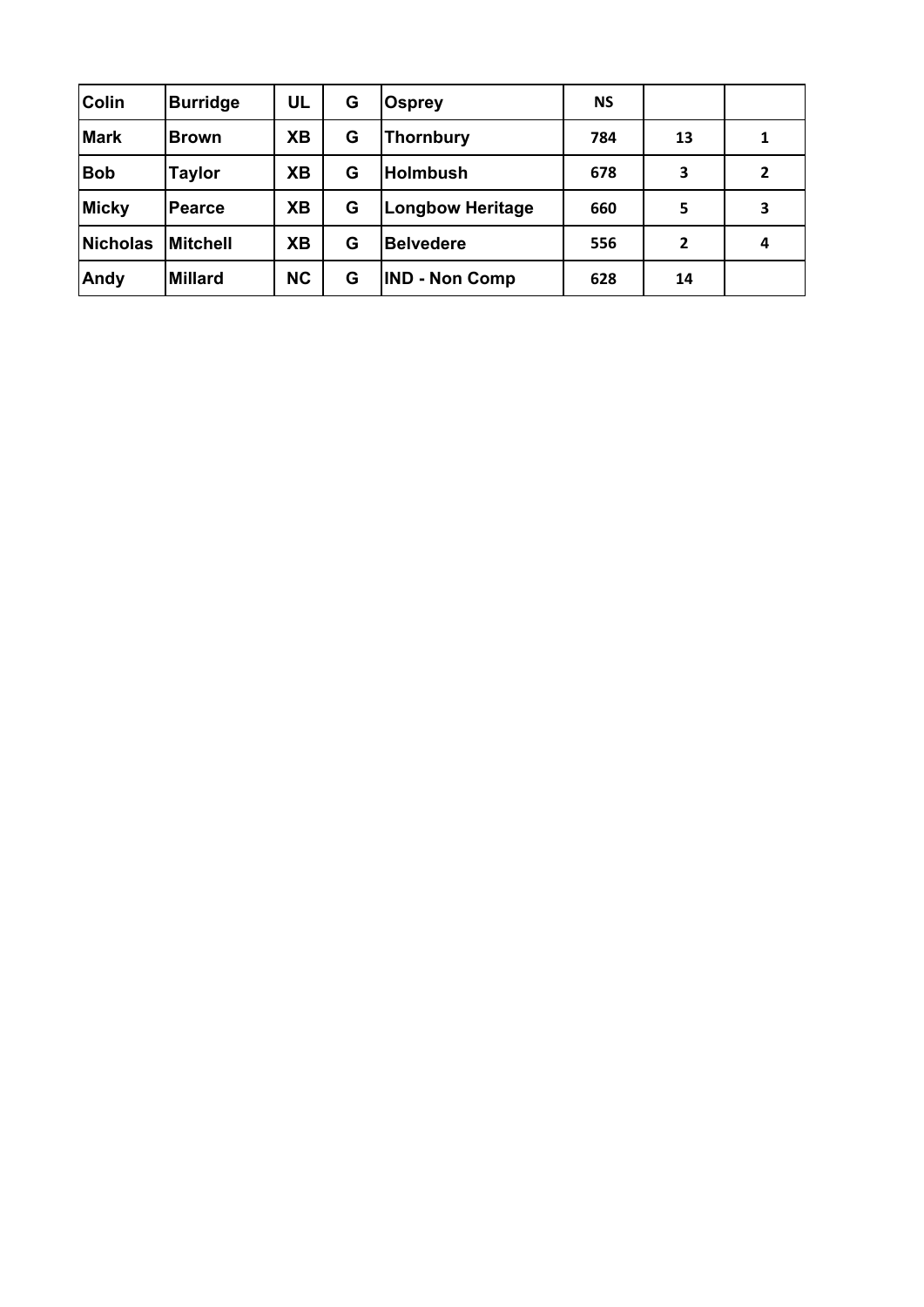| | | | | | | | |
|---|---|---|---|---|---|---|---|
| **Colin** | **Burridge** | **UL** | **G** | **Osprey** | **NS** | | |
| **Mark** | **Brown** | **XB** | **G** | **Thornbury** | **784** | **13** | **1** |
| **Bob** | **Taylor** | **XB** | **G** | **Holmbush** | **678** | **3** | **2** |
| **Micky** | **Pearce** | **XB** | **G** | **Longbow Heritage** | **660** | **5** | **3** |
| **Nicholas** | **Mitchell** | **XB** | **G** | **Belvedere** | **556** | **2** | **4** |
| **Andy** | **Millard** | **NC** | **G** | **IND - Non Comp** | **628** | **14** | |